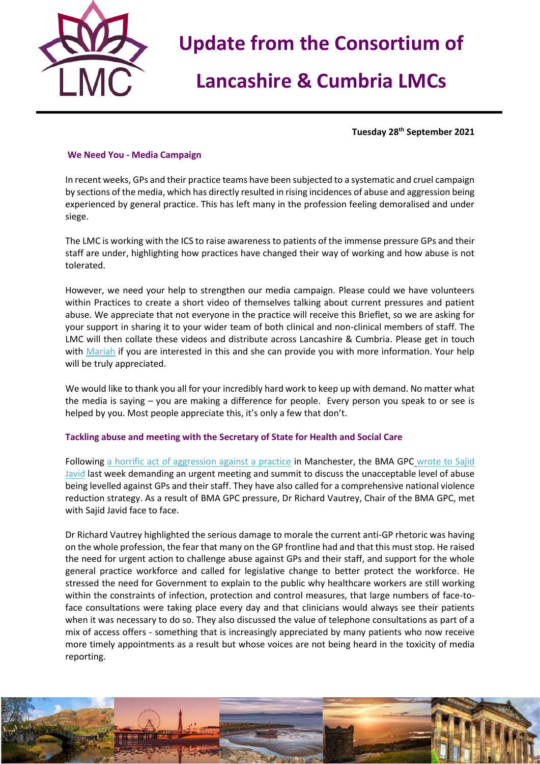# Update from the Consortium of Lancashire & Cumbria LMCs

**Tuesday 28th September 2021**

## We Need You - Media Campaign

In recent weeks, GPs and their practice teams have been subjected to a systematic and cruel campaign by sections of the media, which has directly resulted in rising incidences of abuse and aggression being experienced by general practice. This has left many in the profession feeling demoralised and under siege.

The LMC is working with the ICS to raise awareness to patients of the immense pressure GPs and their staff are under, highlighting how practices have changed their way of working and how abuse is not tolerated.

However, we need your help to strengthen our media campaign. Please could we have volunteers within Practices to create a short video of themselves talking about current pressures and patient abuse. We appreciate that not everyone in the practice will receive this Brieflet, so we are asking for your support in sharing it to your wider team of both clinical and non-clinical members of staff. The LMC will then collate these videos and distribute across Lancashire & Cumbria. Please get in touch with Mariah if you are interested in this and she can provide you with more information. Your help will be truly appreciated.

We would like to thank you all for your incredibly hard work to keep up with demand. No matter what the media is saying – you are making a difference for people. Every person you speak to or see is helped by you. Most people appreciate this, it's only a few that don't.

## Tackling abuse and meeting with the Secretary of State for Health and Social Care

Following a horrific act of aggression against a practice in Manchester, the BMA GPC wrote to Sajid Javid last week demanding an urgent meeting and summit to discuss the unacceptable level of abuse being levelled against GPs and their staff. They have also called for a comprehensive national violence reduction strategy. As a result of BMA GPC pressure, Dr Richard Vautrey, Chair of the BMA GPC, met with Sajid Javid face to face.

Dr Richard Vautrey highlighted the serious damage to morale the current anti-GP rhetoric was having on the whole profession, the fear that many on the GP frontline had and that this must stop. He raised the need for urgent action to challenge abuse against GPs and their staff, and support for the whole general practice workforce and called for legislative change to better protect the workforce. He stressed the need for Government to explain to the public why healthcare workers are still working within the constraints of infection, protection and control measures, that large numbers of face-to-face consultations were taking place every day and that clinicians would always see their patients when it was necessary to do so. They also discussed the value of telephone consultations as part of a mix of access offers - something that is increasingly appreciated by many patients who now receive more timely appointments as a result but whose voices are not being heard in the toxicity of media reporting.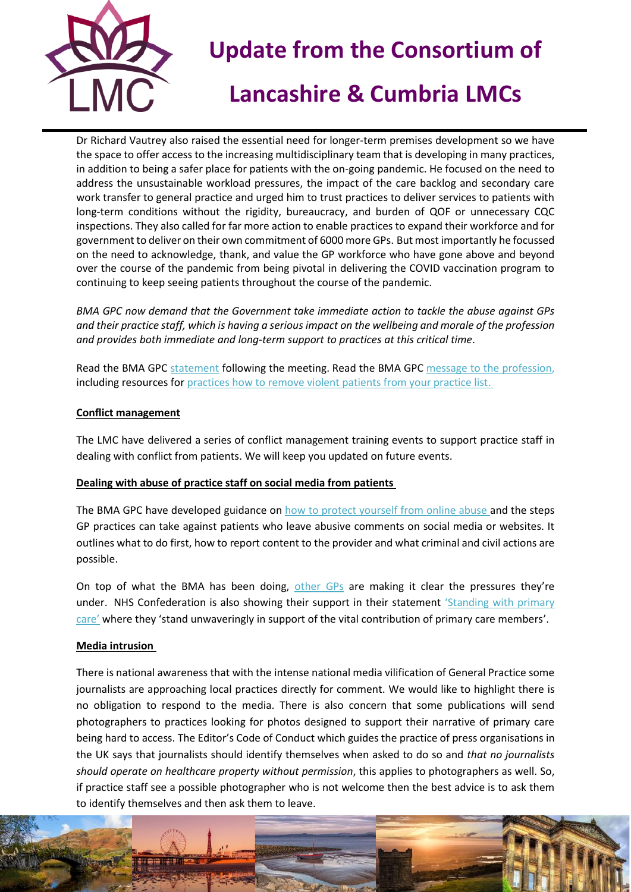Dr Richard Vautrey also raised the essential need for longer-term premises development so we have the space to offer access to the increasing multidisciplinary team that is developing in many practices, in addition to being a safer place for patients with the on-going pandemic. He focused on the need to address the unsustainable workload pressures, the impact of the care backlog and secondary care work transfer to general practice and urged him to trust practices to deliver services to patients with long-term conditions without the rigidity, bureaucracy, and burden of QOF or unnecessary CQC inspections. They also called for far more action to enable practices to expand their workforce and for government to deliver on their own commitment of 6000 more GPs. But most importantly he focussed on the need to acknowledge, thank, and value the GP workforce who have gone above and beyond over the course of the pandemic from being pivotal in delivering the COVID vaccination program to continuing to keep seeing patients throughout the course of the pandemic.

*BMA GPC now demand that the Government take immediate action to tackle the abuse against GPs and their practice staff, which is having a serious impact on the wellbeing and morale of the profession and provides both immediate and long-term support to practices at this critical time*.

Read the BMA GPC statement following the meeting. Read the BMA GPC message to the profession, including resources for practices how to remove violent patients from your practice list.

**Conflict management**

The LMC have delivered a series of conflict management training events to support practice staff in dealing with conflict from patients. We will keep you updated on future events.

**Dealing with abuse of practice staff on social media from patients**

The BMA GPC have developed guidance on how to protect yourself from online abuse and the steps GP practices can take against patients who leave abusive comments on social media or websites. It outlines what to do first, how to report content to the provider and what criminal and civil actions are possible.

On top of what the BMA has been doing, other GPs are making it clear the pressures they're under. NHS Confederation is also showing their support in their statement 'Standing with primary care' where they 'stand unwaveringly in support of the vital contribution of primary care members'.

**Media intrusion**

There is national awareness that with the intense national media vilification of General Practice some journalists are approaching local practices directly for comment. We would like to highlight there is no obligation to respond to the media. There is also concern that some publications will send photographers to practices looking for photos designed to support their narrative of primary care being hard to access. The Editor's Code of Conduct which guides the practice of press organisations in the UK says that journalists should identify themselves when asked to do so and *that no journalists should operate on healthcare property without permission*, this applies to photographers as well. So, if practice staff see a possible photographer who is not welcome then the best advice is to ask them to identify themselves and then ask them to leave.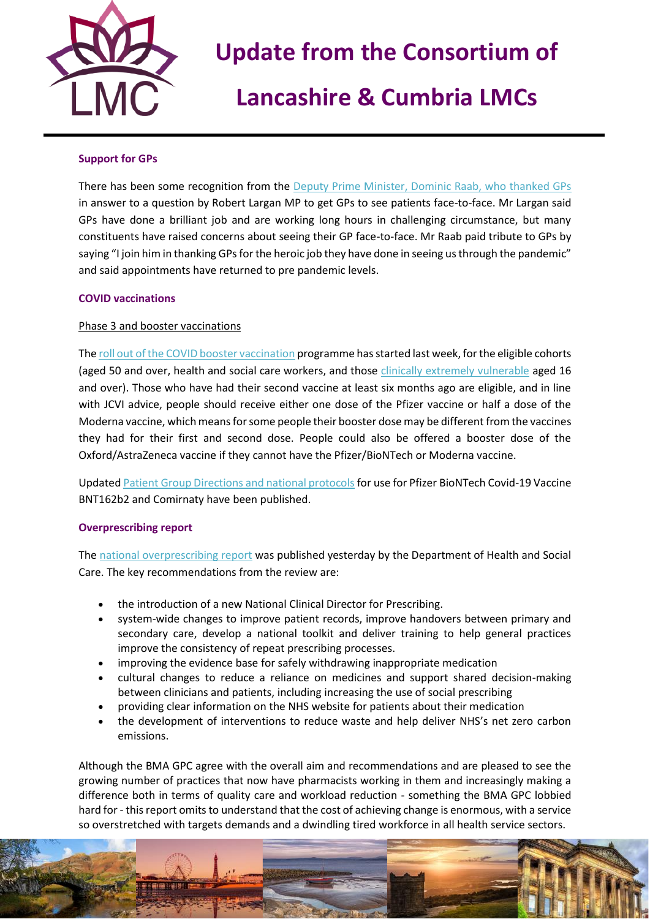# Update from the Consortium of Lancashire & Cumbria LMCs

**Support for GPs**

There has been some recognition from the Deputy Prime Minister, Dominic Raab, who thanked GPs in answer to a question by Robert Largan MP to get GPs to see patients face-to-face. Mr Largan said GPs have done a brilliant job and are working long hours in challenging circumstance, but many constituents have raised concerns about seeing their GP face-to-face. Mr Raab paid tribute to GPs by saying "I join him in thanking GPs for the heroic job they have done in seeing us through the pandemic" and said appointments have returned to pre pandemic levels.

**COVID vaccinations**

Phase 3 and booster vaccinations

The roll out of the COVID booster vaccination programme has started last week, for the eligible cohorts (aged 50 and over, health and social care workers, and those clinically extremely vulnerable aged 16 and over). Those who have had their second vaccine at least six months ago are eligible, and in line with JCVI advice, people should receive either one dose of the Pfizer vaccine or half a dose of the Moderna vaccine, which means for some people their booster dose may be different from the vaccines they had for their first and second dose. People could also be offered a booster dose of the Oxford/AstraZeneca vaccine if they cannot have the Pfizer/BioNTech or Moderna vaccine.

Updated Patient Group Directions and national protocols for use for Pfizer BioNTech Covid-19 Vaccine BNT162b2 and Comirnaty have been published.

**Overprescribing report**

The national overprescribing report was published yesterday by the Department of Health and Social Care. The key recommendations from the review are:

- the introduction of a new National Clinical Director for Prescribing.
- system-wide changes to improve patient records, improve handovers between primary and secondary care, develop a national toolkit and deliver training to help general practices improve the consistency of repeat prescribing processes.
- improving the evidence base for safely withdrawing inappropriate medication
- cultural changes to reduce a reliance on medicines and support shared decision-making between clinicians and patients, including increasing the use of social prescribing
- providing clear information on the NHS website for patients about their medication
- the development of interventions to reduce waste and help deliver NHS's net zero carbon emissions.

Although the BMA GPC agree with the overall aim and recommendations and are pleased to see the growing number of practices that now have pharmacists working in them and increasingly making a difference both in terms of quality care and workload reduction - something the BMA GPC lobbied hard for - this report omits to understand that the cost of achieving change is enormous, with a service so overstretched with targets demands and a dwindling tired workforce in all health service sectors.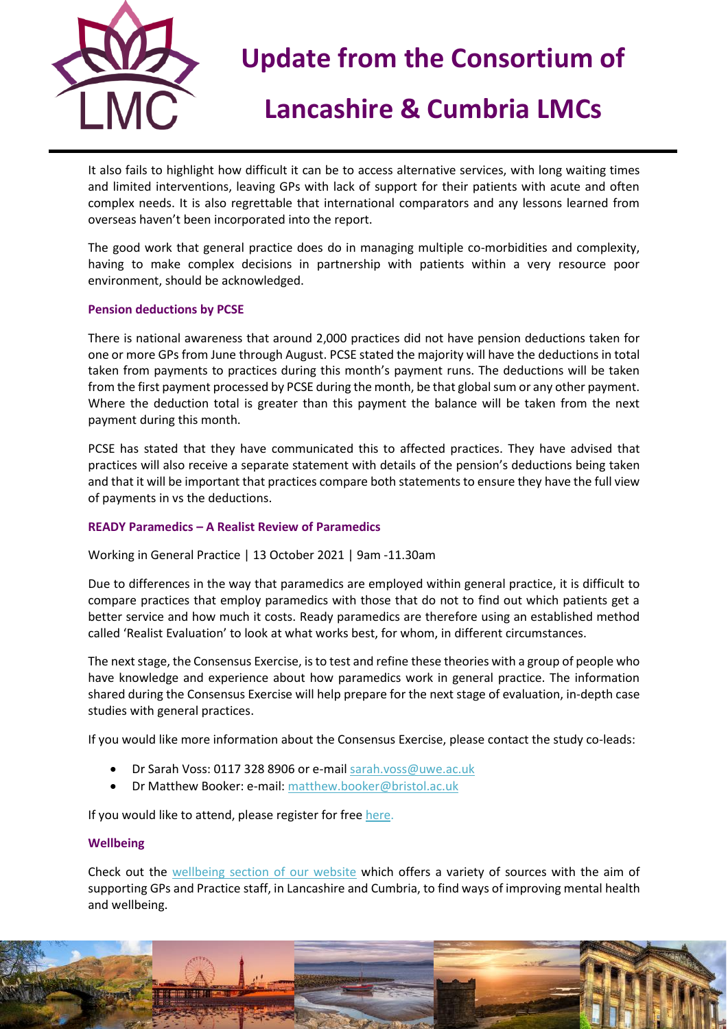It also fails to highlight how difficult it can be to access alternative services, with long waiting times and limited interventions, leaving GPs with lack of support for their patients with acute and often complex needs. It is also regrettable that international comparators and any lessons learned from overseas haven't been incorporated into the report.

The good work that general practice does do in managing multiple co-morbidities and complexity, having to make complex decisions in partnership with patients within a very resource poor environment, should be acknowledged.

### Pension deductions by PCSE

There is national awareness that around 2,000 practices did not have pension deductions taken for one or more GPs from June through August. PCSE stated the majority will have the deductions in total taken from payments to practices during this month's payment runs. The deductions will be taken from the first payment processed by PCSE during the month, be that global sum or any other payment. Where the deduction total is greater than this payment the balance will be taken from the next payment during this month.

PCSE has stated that they have communicated this to affected practices. They have advised that practices will also receive a separate statement with details of the pension's deductions being taken and that it will be important that practices compare both statements to ensure they have the full view of payments in vs the deductions.

### READY Paramedics – A Realist Review of Paramedics

Working in General Practice | 13 October 2021 | 9am -11.30am

Due to differences in the way that paramedics are employed within general practice, it is difficult to compare practices that employ paramedics with those that do not to find out which patients get a better service and how much it costs. Ready paramedics are therefore using an established method called 'Realist Evaluation' to look at what works best, for whom, in different circumstances.

The next stage, the Consensus Exercise, is to test and refine these theories with a group of people who have knowledge and experience about how paramedics work in general practice. The information shared during the Consensus Exercise will help prepare for the next stage of evaluation, in-depth case studies with general practices.

If you would like more information about the Consensus Exercise, please contact the study co-leads:

- Dr Sarah Voss: 0117 328 8906 or e-mail sarah.voss@uwe.ac.uk
- Dr Matthew Booker: e-mail: matthew.booker@bristol.ac.uk

If you would like to attend, please register for free here.

### Wellbeing

Check out the wellbeing section of our website which offers a variety of sources with the aim of supporting GPs and Practice staff, in Lancashire and Cumbria, to find ways of improving mental health and wellbeing.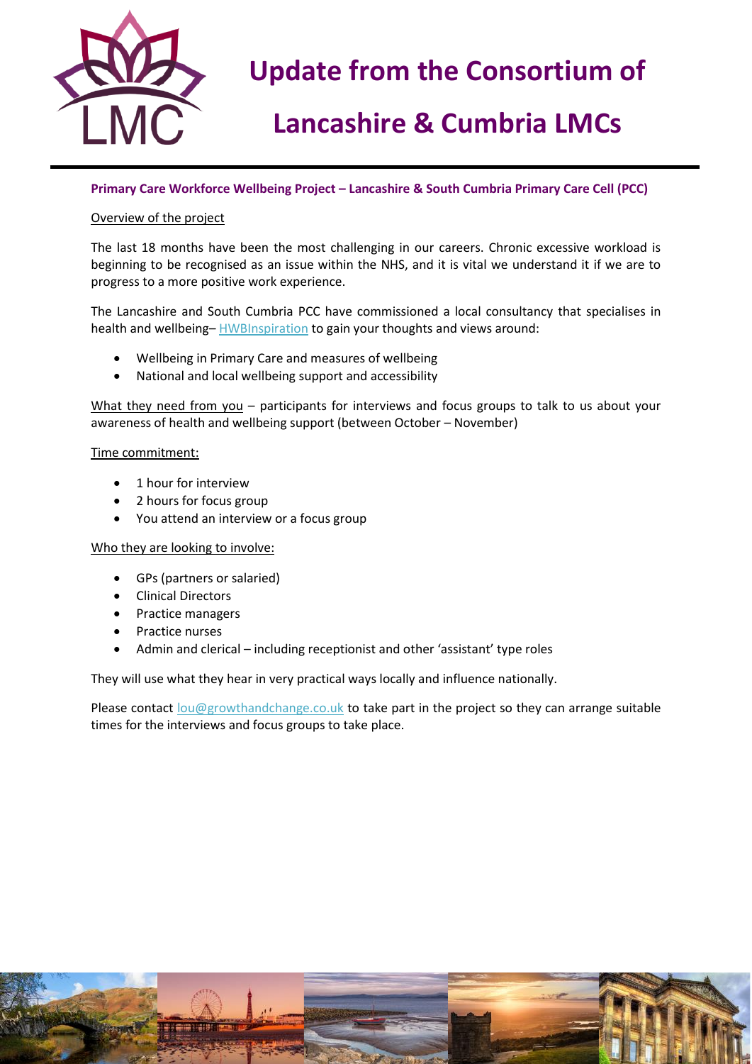# Update from the Consortium of Lancashire & Cumbria LMCs

**Primary Care Workforce Wellbeing Project – Lancashire & South Cumbria Primary Care Cell (PCC)**

Overview of the project

The last 18 months have been the most challenging in our careers. Chronic excessive workload is beginning to be recognised as an issue within the NHS, and it is vital we understand it if we are to progress to a more positive work experience.

The Lancashire and South Cumbria PCC have commissioned a local consultancy that specialises in health and wellbeing– HWBInspiration to gain your thoughts and views around:

- Wellbeing in Primary Care and measures of wellbeing
- National and local wellbeing support and accessibility

What they need from you – participants for interviews and focus groups to talk to us about your awareness of health and wellbeing support (between October – November)

Time commitment:

- 1 hour for interview
- 2 hours for focus group
- You attend an interview or a focus group

Who they are looking to involve:

- GPs (partners or salaried)
- Clinical Directors
- Practice managers
- Practice nurses
- Admin and clerical – including receptionist and other 'assistant' type roles

They will use what they hear in very practical ways locally and influence nationally.

Please contact lou@growthandchange.co.uk to take part in the project so they can arrange suitable times for the interviews and focus groups to take place.